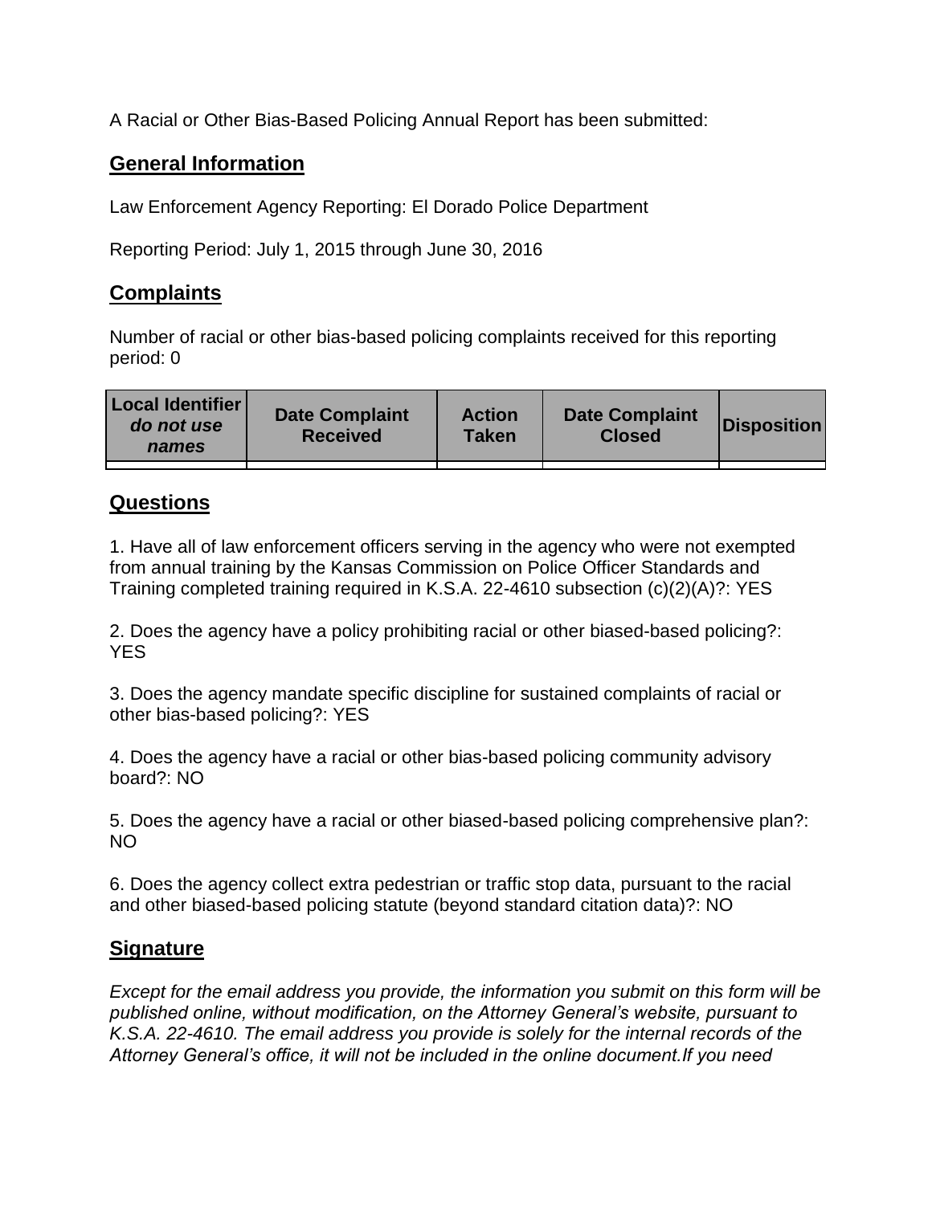A Racial or Other Bias-Based Policing Annual Report has been submitted:

## General Information

Law Enforcement Agency Reporting: El Dorado Police Department

Reporting Period: July 1, 2015 through June 30, 2016

## Complaints

Number of racial or other bias-based policing complaints received for this reporting period: 0

| Local Identifier *do not use names* | Date Complaint Received | Action Taken | Date Complaint Closed | Disposition |
|---|---|---|---|---|
| | | | | |

## Questions

1. Have all of law enforcement officers serving in the agency who were not exempted from annual training by the Kansas Commission on Police Officer Standards and Training completed training required in K.S.A. 22-4610 subsection (c)(2)(A)?: YES

2. Does the agency have a policy prohibiting racial or other biased-based policing?: YES

3. Does the agency mandate specific discipline for sustained complaints of racial or other bias-based policing?: YES

4. Does the agency have a racial or other bias-based policing community advisory board?: NO

5. Does the agency have a racial or other biased-based policing comprehensive plan?: NO

6. Does the agency collect extra pedestrian or traffic stop data, pursuant to the racial and other biased-based policing statute (beyond standard citation data)?: NO

## Signature

*Except for the email address you provide, the information you submit on this form will be published online, without modification, on the Attorney General's website, pursuant to K.S.A. 22-4610. The email address you provide is solely for the internal records of the Attorney General's office, it will not be included in the online document.If you need*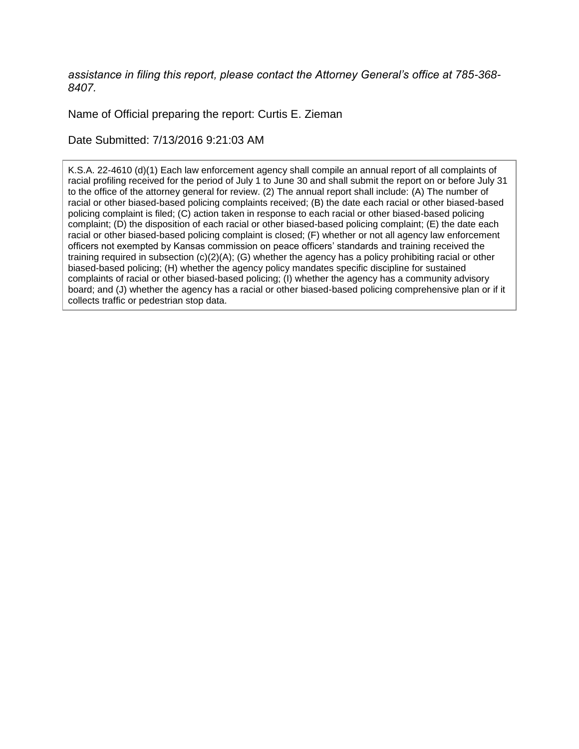*assistance in filing this report, please contact the Attorney General's office at 785-368-8407.*

Name of Official preparing the report: Curtis E. Zieman

Date Submitted: 7/13/2016 9:21:03 AM

K.S.A. 22-4610 (d)(1) Each law enforcement agency shall compile an annual report of all complaints of racial profiling received for the period of July 1 to June 30 and shall submit the report on or before July 31 to the office of the attorney general for review. (2) The annual report shall include: (A) The number of racial or other biased-based policing complaints received; (B) the date each racial or other biased-based policing complaint is filed; (C) action taken in response to each racial or other biased-based policing complaint; (D) the disposition of each racial or other biased-based policing complaint; (E) the date each racial or other biased-based policing complaint is closed; (F) whether or not all agency law enforcement officers not exempted by Kansas commission on peace officers' standards and training received the training required in subsection (c)(2)(A); (G) whether the agency has a policy prohibiting racial or other biased-based policing; (H) whether the agency policy mandates specific discipline for sustained complaints of racial or other biased-based policing; (I) whether the agency has a community advisory board; and (J) whether the agency has a racial or other biased-based policing comprehensive plan or if it collects traffic or pedestrian stop data.